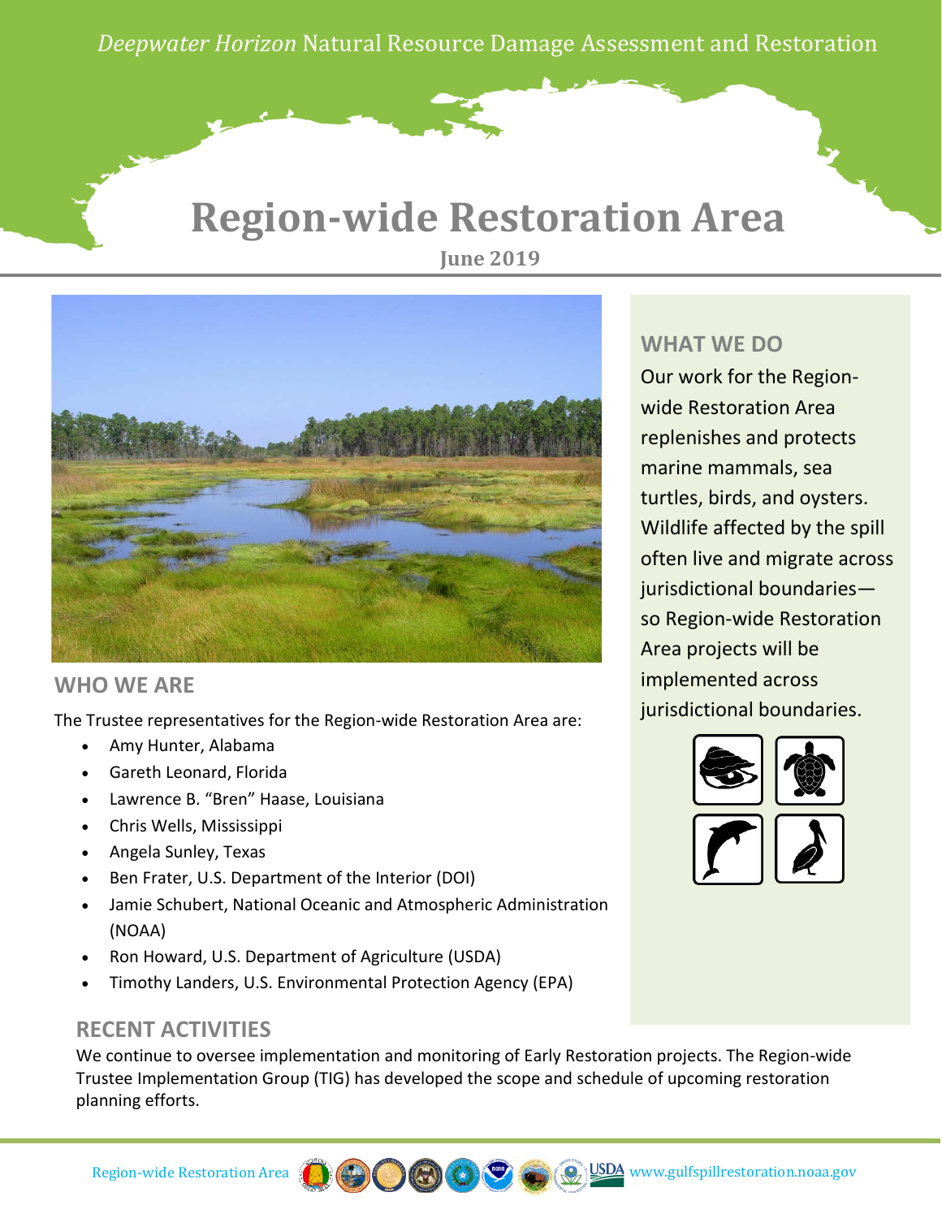*Deepwater Horizon* Natural Resource Damage Assessment and Restoration

# Region-wide Restoration Area

**June 2019**

## WHO WE ARE

The Trustee representatives for the Region-wide Restoration Area are:

- Amy Hunter, Alabama
- Gareth Leonard, Florida
- Lawrence B. "Bren" Haase, Louisiana
- Chris Wells, Mississippi
- Angela Sunley, Texas
- Ben Frater, U.S. Department of the Interior (DOI)
- Jamie Schubert, National Oceanic and Atmospheric Administration (NOAA)
- Ron Howard, U.S. Department of Agriculture (USDA)
- Timothy Landers, U.S. Environmental Protection Agency (EPA)

## WHAT WE DO

Our work for the Region-wide Restoration Area replenishes and protects marine mammals, sea turtles, birds, and oysters. Wildlife affected by the spill often live and migrate across jurisdictional boundaries—so Region-wide Restoration Area projects will be implemented across jurisdictional boundaries.

## RECENT ACTIVITIES

We continue to oversee implementation and monitoring of Early Restoration projects. The Region-wide Trustee Implementation Group (TIG) has developed the scope and schedule of upcoming restoration planning efforts.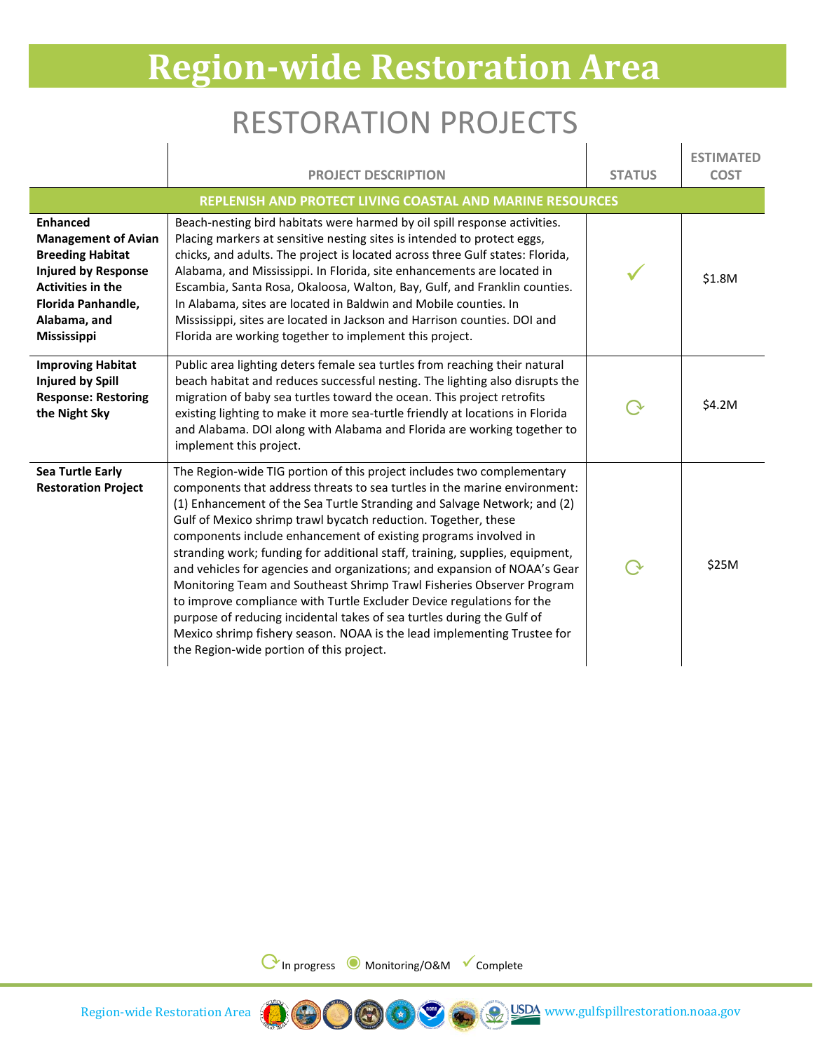# Region-wide Restoration Area

## RESTORATION PROJECTS

| | PROJECT DESCRIPTION | STATUS | ESTIMATED COST |
|---|---|---|---|
| **REPLENISH AND PROTECT LIVING COASTAL AND MARINE RESOURCES** | | | |
| **Enhanced Management of Avian Breeding Habitat Injured by Response Activities in the Florida Panhandle, Alabama, and Mississippi** | Beach-nesting bird habitats were harmed by oil spill response activities. Placing markers at sensitive nesting sites is intended to protect eggs, chicks, and adults. The project is located across three Gulf states: Florida, Alabama, and Mississippi. In Florida, site enhancements are located in Escambia, Santa Rosa, Okaloosa, Walton, Bay, Gulf, and Franklin counties. In Alabama, sites are located in Baldwin and Mobile counties. In Mississippi, sites are located in Jackson and Harrison counties. DOI and Florida are working together to implement this project. | ✓ | $1.8M |
| **Improving Habitat Injured by Spill Response: Restoring the Night Sky** | Public area lighting deters female sea turtles from reaching their natural beach habitat and reduces successful nesting. The lighting also disrupts the migration of baby sea turtles toward the ocean. This project retrofits existing lighting to make it more sea-turtle friendly at locations in Florida and Alabama. DOI along with Alabama and Florida are working together to implement this project. | ⟳ | $4.2M |
| **Sea Turtle Early Restoration Project** | The Region-wide TIG portion of this project includes two complementary components that address threats to sea turtles in the marine environment: (1) Enhancement of the Sea Turtle Stranding and Salvage Network; and (2) Gulf of Mexico shrimp trawl bycatch reduction. Together, these components include enhancement of existing programs involved in stranding work; funding for additional staff, training, supplies, equipment, and vehicles for agencies and organizations; and expansion of NOAA's Gear Monitoring Team and Southeast Shrimp Trawl Fisheries Observer Program to improve compliance with Turtle Excluder Device regulations for the purpose of reducing incidental takes of sea turtles during the Gulf of Mexico shrimp fishery season. NOAA is the lead implementing Trustee for the Region-wide portion of this project. | ⟳ | $25M |

⟳ In progress ◉ Monitoring/O&M ✓ Complete